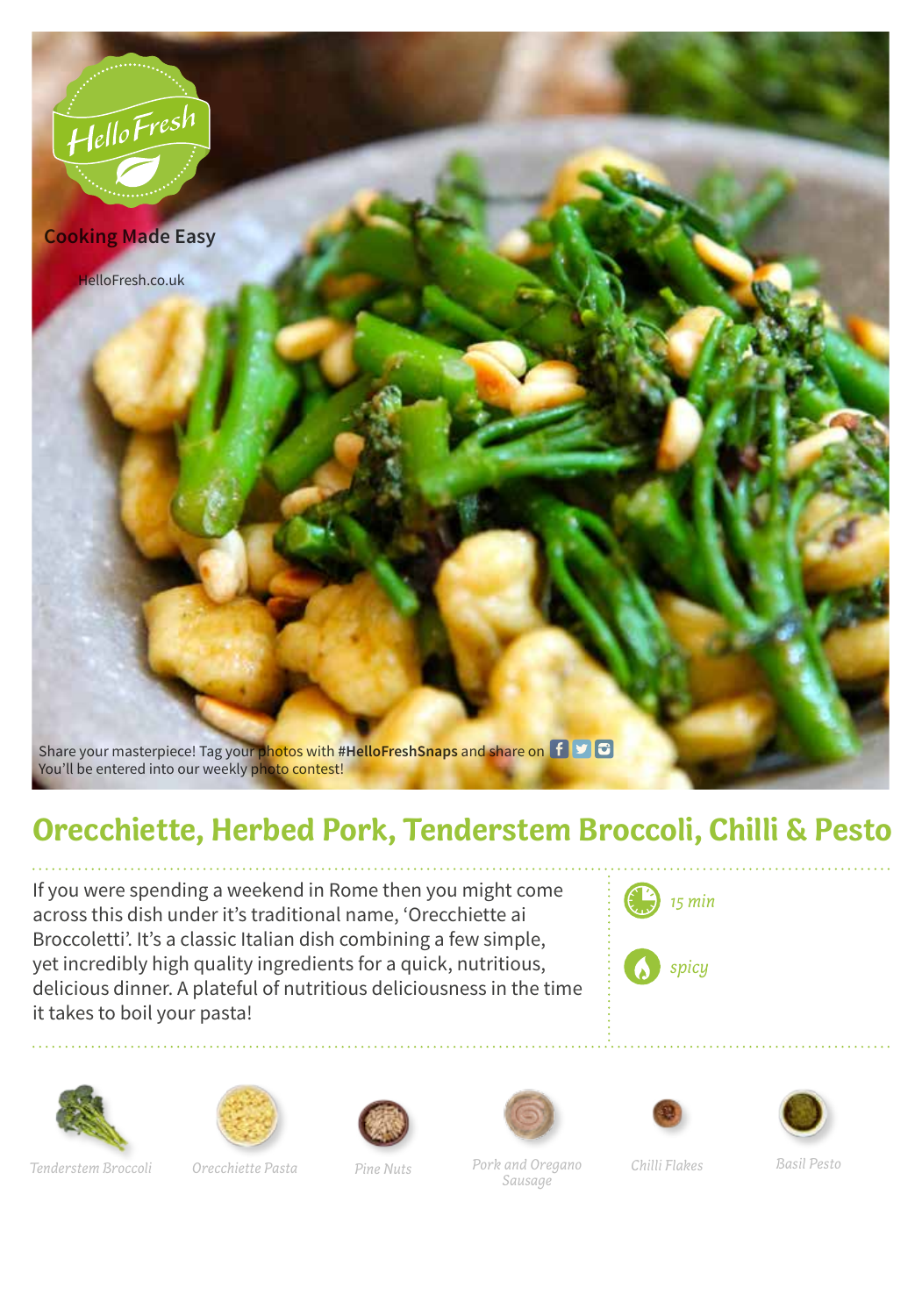HelloFresh

Cooking Made Easy

HelloFresh.co.uk

Share your masterpiece! Tag your photos with **#HelloFreshSnaps** and share on
You'll be entered into our weekly photo contest!

# Orecchiette, Herbed Pork, Tenderstem Broccoli, Chilli & Pesto

If you were spending a weekend in Rome then you might come across this dish under it's traditional name, 'Orecchiette ai Broccoletti'. It's a classic Italian dish combining a few simple, yet incredibly high quality ingredients for a quick, nutritious, delicious dinner. A plateful of nutritious deliciousness in the time it takes to boil your pasta!

*15 min*

*spicy*

*Tenderstem Broccoli*

*Orecchiette Pasta*

*Pine Nuts*

*Pork and Oregano Sausage*

*Chilli Flakes*

*Basil Pesto*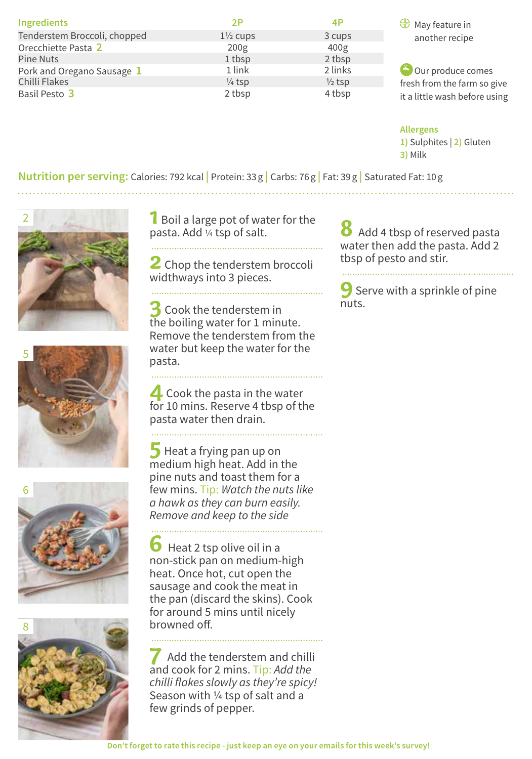| Ingredients | 2P | 4P |
| --- | --- | --- |
| Tenderstem Broccoli, chopped | 1½ cups | 3 cups |
| Orecchiette Pasta 2 | 200g | 400g |
| Pine Nuts | 1 tbsp | 2 tbsp |
| Pork and Oregano Sausage 1 | 1 link | 2 links |
| Chilli Flakes | ¼ tsp | ½ tsp |
| Basil Pesto 3 | 2 tbsp | 4 tbsp |

May feature in another recipe

Our produce comes fresh from the farm so give it a little wash before using

**Allergens**
1) Sulphites | 2) Gluten
3) Milk

**Nutrition per serving:** Calories: 792 kcal | Protein: 33 g | Carbs: 76 g | Fat: 39 g | Saturated Fat: 10 g

**1** Boil a large pot of water for the pasta. Add ¼ tsp of salt.

**2** Chop the tenderstem broccoli widthways into 3 pieces.

**3** Cook the tenderstem in the boiling water for 1 minute. Remove the tenderstem from the water but keep the water for the pasta.

**4** Cook the pasta in the water for 10 mins. Reserve 4 tbsp of the pasta water then drain.

**5** Heat a frying pan up on medium high heat. Add in the pine nuts and toast them for a few mins. Tip: *Watch the nuts like a hawk as they can burn easily. Remove and keep to the side*

**6** Heat 2 tsp olive oil in a non-stick pan on medium-high heat. Once hot, cut open the sausage and cook the meat in the pan (discard the skins). Cook for around 5 mins until nicely browned off.

**7** Add the tenderstem and chilli and cook for 2 mins. Tip: *Add the chilli flakes slowly as they're spicy!* Season with ¼ tsp of salt and a few grinds of pepper.

**8** Add 4 tbsp of reserved pasta water then add the pasta. Add 2 tbsp of pesto and stir.

**9** Serve with a sprinkle of pine nuts.

Don't forget to rate this recipe - just keep an eye on your emails for this week's survey!